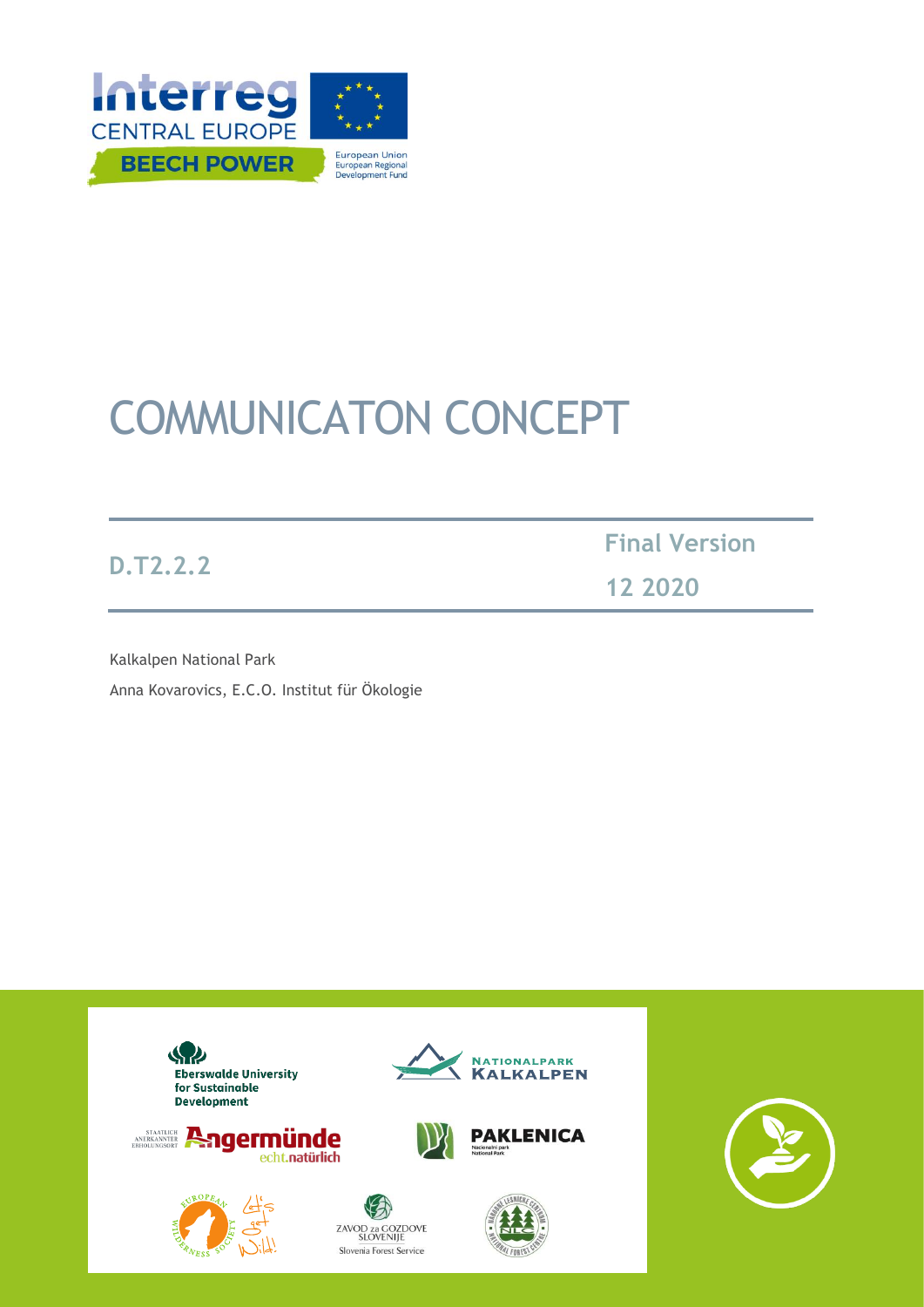Interreg CENTRAL EUROPE

BEECH POWER

European Union
European Regional
Development Fund

# COMMUNICATON CONCEPT

| D.T2.2.2 | Final Version |
| --- | --- |
| | 12 2020 |

Kalkalpen National Park

Anna Kovarovics, E.C.O. Institut für Ökologie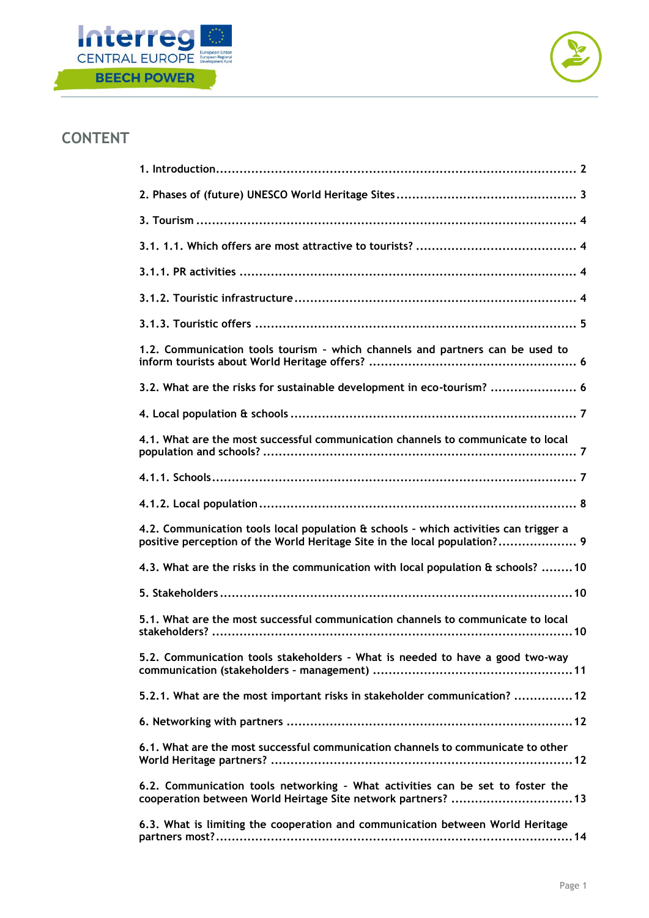## CONTENT

1. Introduction ........................................................................................ 2

2. Phases of (future) UNESCO World Heritage Sites ............................................ 3

3. Tourism ................................................................................................ 4

3.1. 1.1. Which offers are most attractive to tourists? ........................................ 4

3.1.1. PR activities ...................................................................................... 4

3.1.2. Touristic infrastructure ........................................................................ 4

3.1.3. Touristic offers .................................................................................. 5

1.2. Communication tools tourism - which channels and partners can be used to inform tourists about World Heritage offers? ................................................... 6

3.2. What are the risks for sustainable development in eco-tourism? ...................... 6

4. Local population & schools ........................................................................ 7

4.1. What are the most successful communication channels to communicate to local population and schools? ............................................................................ 7

4.1.1. Schools ............................................................................................ 7

4.1.2. Local population ................................................................................. 8

4.2. Communication tools local population & schools - which activities can trigger a positive perception of the World Heritage Site in the local population? .................... 9

4.3. What are the risks in the communication with local population & schools? ........ 10

5. Stakeholders ........................................................................................ 10

5.1. What are the most successful communication channels to communicate to local stakeholders? ........................................................................................ 10

5.2. Communication tools stakeholders - What is needed to have a good two-way communication (stakeholders - management) ................................................. 11

5.2.1. What are the most important risks in stakeholder communication? ............... 12

6. Networking with partners ......................................................................... 12

6.1. What are the most successful communication channels to communicate to other World Heritage partners? ........................................................................... 12

6.2. Communication tools networking - What activities can be set to foster the cooperation between World Heirtage Site network partners? .............................. 13

6.3. What is limiting the cooperation and communication between World Heritage partners most? ........................................................................................ 14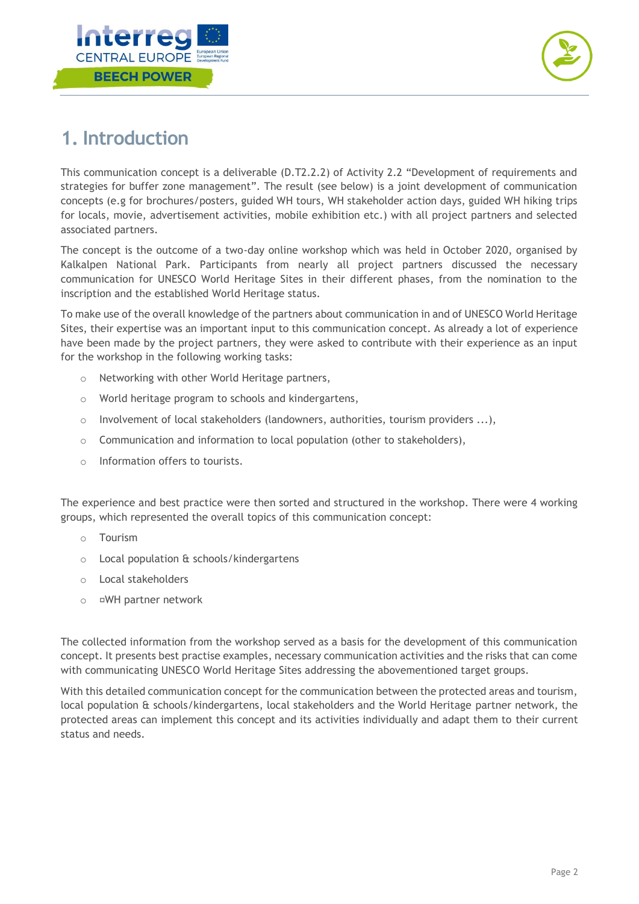# 1. Introduction

This communication concept is a deliverable (D.T2.2.2) of Activity 2.2 "Development of requirements and strategies for buffer zone management". The result (see below) is a joint development of communication concepts (e.g for brochures/posters, guided WH tours, WH stakeholder action days, guided WH hiking trips for locals, movie, advertisement activities, mobile exhibition etc.) with all project partners and selected associated partners.

The concept is the outcome of a two-day online workshop which was held in October 2020, organised by Kalkalpen National Park. Participants from nearly all project partners discussed the necessary communication for UNESCO World Heritage Sites in their different phases, from the nomination to the inscription and the established World Heritage status.

To make use of the overall knowledge of the partners about communication in and of UNESCO World Heritage Sites, their expertise was an important input to this communication concept. As already a lot of experience have been made by the project partners, they were asked to contribute with their experience as an input for the workshop in the following working tasks:

- Networking with other World Heritage partners,
- World heritage program to schools and kindergartens,
- Involvement of local stakeholders (landowners, authorities, tourism providers ...),
- Communication and information to local population (other to stakeholders),
- Information offers to tourists.

The experience and best practice were then sorted and structured in the workshop. There were 4 working groups, which represented the overall topics of this communication concept:

- Tourism
- Local population & schools/kindergartens
- Local stakeholders
- ¤WH partner network

The collected information from the workshop served as a basis for the development of this communication concept. It presents best practise examples, necessary communication activities and the risks that can come with communicating UNESCO World Heritage Sites addressing the abovementioned target groups.

With this detailed communication concept for the communication between the protected areas and tourism, local population & schools/kindergartens, local stakeholders and the World Heritage partner network, the protected areas can implement this concept and its activities individually and adapt them to their current status and needs.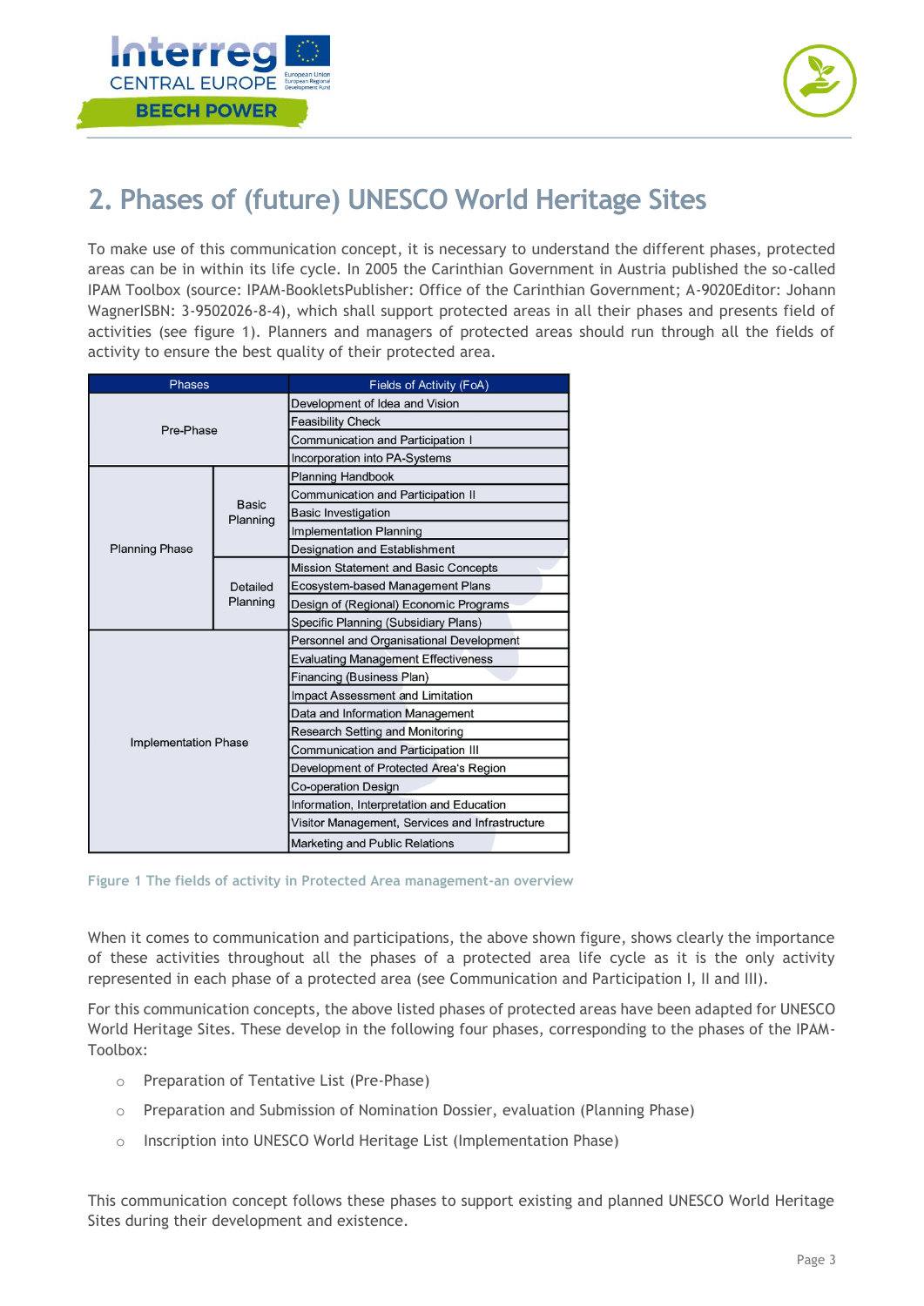## 2. Phases of (future) UNESCO World Heritage Sites

To make use of this communication concept, it is necessary to understand the different phases, protected areas can be in within its life cycle. In 2005 the Carinthian Government in Austria published the so-called IPAM Toolbox (source: IPAM-BookletsPublisher: Office of the Carinthian Government; A-9020Editor: Johann WagnerISBN: 3-9502026-8-4), which shall support protected areas in all their phases and presents field of activities (see figure 1). Planners and managers of protected areas should run through all the fields of activity to ensure the best quality of their protected area.

| Phases | | Fields of Activity (FoA) |
|---|---|---|
| Pre-Phase | | Development of Idea and Vision |
| | | Feasibility Check |
| | | Communication and Participation I |
| | | Incorporation into PA-Systems |
| Planning Phase | Basic Planning | Planning Handbook |
| | | Communication and Participation II |
| | | Basic Investigation |
| | | Implementation Planning |
| | | Designation and Establishment |
| | Detailed Planning | Mission Statement and Basic Concepts |
| | | Ecosystem-based Management Plans |
| | | Design of (Regional) Economic Programs |
| | | Specific Planning (Subsidiary Plans) |
| Implementation Phase | | Personnel and Organisational Development |
| | | Evaluating Management Effectiveness |
| | | Financing (Business Plan) |
| | | Impact Assessment and Limitation |
| | | Data and Information Management |
| | | Research Setting and Monitoring |
| | | Communication and Participation III |
| | | Development of Protected Area's Region |
| | | Co-operation Design |
| | | Information, Interpretation and Education |
| | | Visitor Management, Services and Infrastructure |
| | | Marketing and Public Relations |

Figure 1 The fields of activity in Protected Area management-an overview

When it comes to communication and participations, the above shown figure, shows clearly the importance of these activities throughout all the phases of a protected area life cycle as it is the only activity represented in each phase of a protected area (see Communication and Participation I, II and III).

For this communication concepts, the above listed phases of protected areas have been adapted for UNESCO World Heritage Sites. These develop in the following four phases, corresponding to the phases of the IPAM-Toolbox:

- Preparation of Tentative List (Pre-Phase)
- Preparation and Submission of Nomination Dossier, evaluation (Planning Phase)
- Inscription into UNESCO World Heritage List (Implementation Phase)

This communication concept follows these phases to support existing and planned UNESCO World Heritage Sites during their development and existence.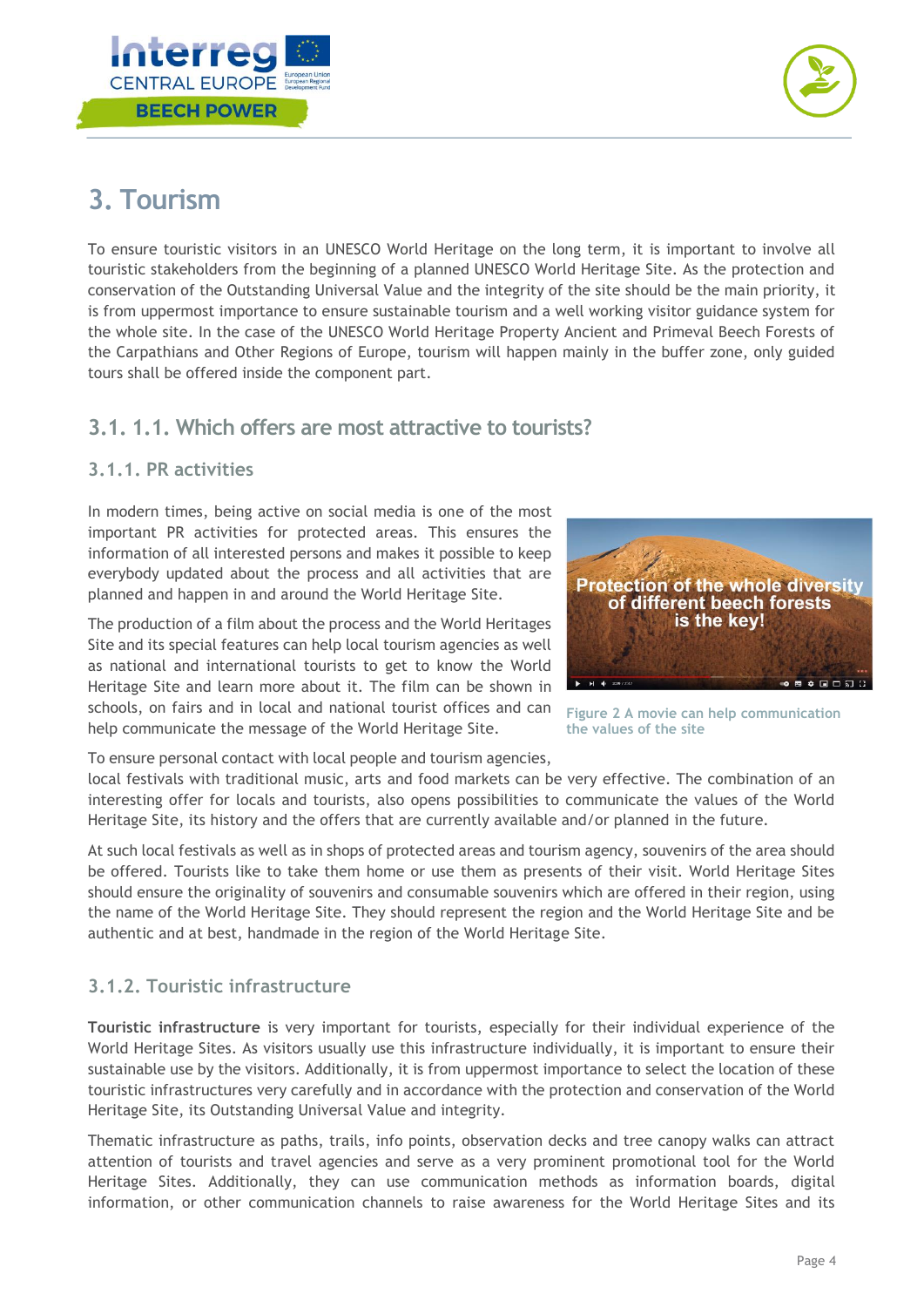# 3. Tourism

To ensure touristic visitors in an UNESCO World Heritage on the long term, it is important to involve all touristic stakeholders from the beginning of a planned UNESCO World Heritage Site. As the protection and conservation of the Outstanding Universal Value and the integrity of the site should be the main priority, it is from uppermost importance to ensure sustainable tourism and a well working visitor guidance system for the whole site. In the case of the UNESCO World Heritage Property Ancient and Primeval Beech Forests of the Carpathians and Other Regions of Europe, tourism will happen mainly in the buffer zone, only guided tours shall be offered inside the component part.

## 3.1. 1.1. Which offers are most attractive to tourists?

### 3.1.1. PR activities

In modern times, being active on social media is one of the most important PR activities for protected areas. This ensures the information of all interested persons and makes it possible to keep everybody updated about the process and all activities that are planned and happen in and around the World Heritage Site.

The production of a film about the process and the World Heritages Site and its special features can help local tourism agencies as well as national and international tourists to get to know the World Heritage Site and learn more about it. The film can be shown in schools, on fairs and in local and national tourist offices and can help communicate the message of the World Heritage Site.

Figure 2 A movie can help communication the values of the site

To ensure personal contact with local people and tourism agencies, local festivals with traditional music, arts and food markets can be very effective. The combination of an interesting offer for locals and tourists, also opens possibilities to communicate the values of the World Heritage Site, its history and the offers that are currently available and/or planned in the future.

At such local festivals as well as in shops of protected areas and tourism agency, souvenirs of the area should be offered. Tourists like to take them home or use them as presents of their visit. World Heritage Sites should ensure the originality of souvenirs and consumable souvenirs which are offered in their region, using the name of the World Heritage Site. They should represent the region and the World Heritage Site and be authentic and at best, handmade in the region of the World Heritage Site.

### 3.1.2. Touristic infrastructure

**Touristic infrastructure** is very important for tourists, especially for their individual experience of the World Heritage Sites. As visitors usually use this infrastructure individually, it is important to ensure their sustainable use by the visitors. Additionally, it is from uppermost importance to select the location of these touristic infrastructures very carefully and in accordance with the protection and conservation of the World Heritage Site, its Outstanding Universal Value and integrity.

Thematic infrastructure as paths, trails, info points, observation decks and tree canopy walks can attract attention of tourists and travel agencies and serve as a very prominent promotional tool for the World Heritage Sites. Additionally, they can use communication methods as information boards, digital information, or other communication channels to raise awareness for the World Heritage Sites and its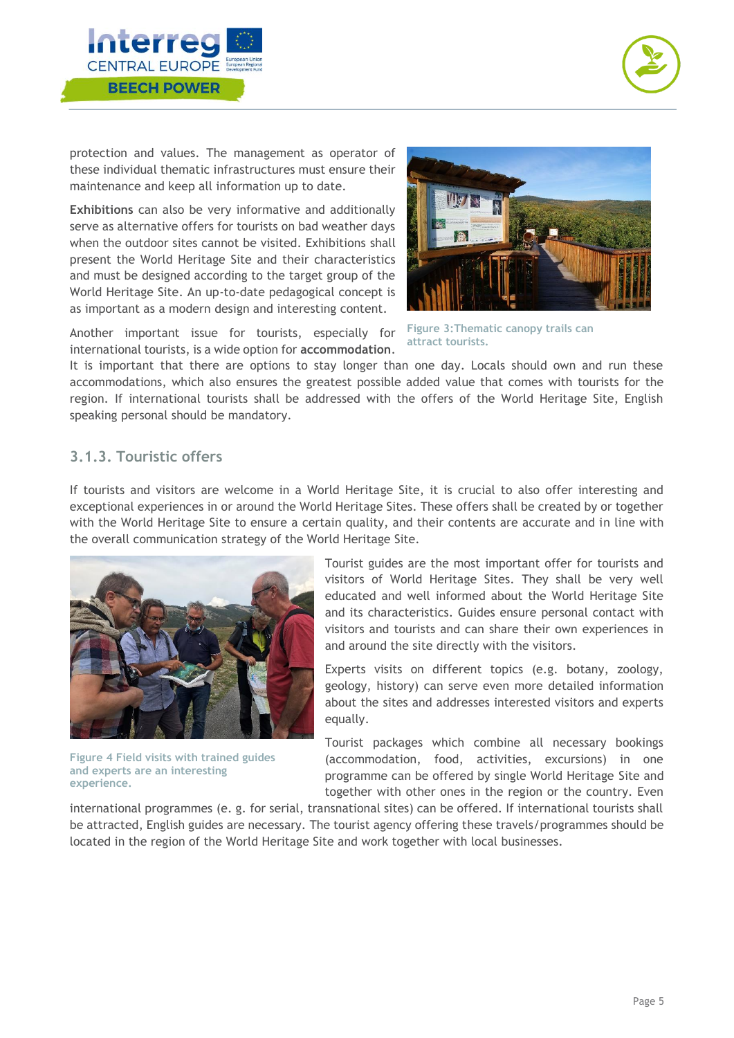protection and values. The management as operator of these individual thematic infrastructures must ensure their maintenance and keep all information up to date.

**Exhibitions** can also be very informative and additionally serve as alternative offers for tourists on bad weather days when the outdoor sites cannot be visited. Exhibitions shall present the World Heritage Site and their characteristics and must be designed according to the target group of the World Heritage Site. An up-to-date pedagogical concept is as important as a modern design and interesting content.

Figure 3:Thematic canopy trails can attract tourists.

Another important issue for tourists, especially for international tourists, is a wide option for **accommodation**. It is important that there are options to stay longer than one day. Locals should own and run these accommodations, which also ensures the greatest possible added value that comes with tourists for the region. If international tourists shall be addressed with the offers of the World Heritage Site, English speaking personal should be mandatory.

### 3.1.3. Touristic offers

If tourists and visitors are welcome in a World Heritage Site, it is crucial to also offer interesting and exceptional experiences in or around the World Heritage Sites. These offers shall be created by or together with the World Heritage Site to ensure a certain quality, and their contents are accurate and in line with the overall communication strategy of the World Heritage Site.

Figure 4 Field visits with trained guides and experts are an interesting experience.

Tourist guides are the most important offer for tourists and visitors of World Heritage Sites. They shall be very well educated and well informed about the World Heritage Site and its characteristics. Guides ensure personal contact with visitors and tourists and can share their own experiences in and around the site directly with the visitors.

Experts visits on different topics (e.g. botany, zoology, geology, history) can serve even more detailed information about the sites and addresses interested visitors and experts equally.

Tourist packages which combine all necessary bookings (accommodation, food, activities, excursions) in one programme can be offered by single World Heritage Site and together with other ones in the region or the country. Even international programmes (e. g. for serial, transnational sites) can be offered. If international tourists shall be attracted, English guides are necessary. The tourist agency offering these travels/programmes should be located in the region of the World Heritage Site and work together with local businesses.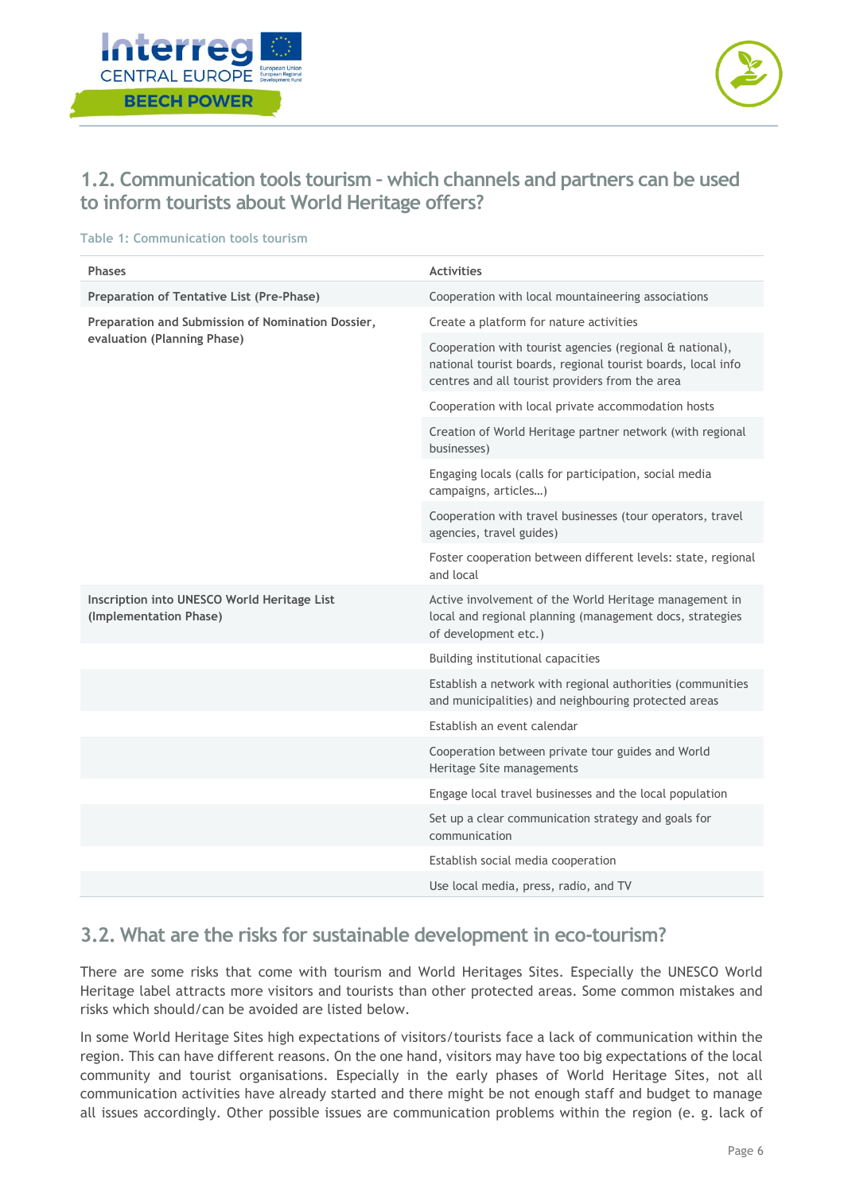## 1.2. Communication tools tourism – which channels and partners can be used to inform tourists about World Heritage offers?

Table 1: Communication tools tourism

| Phases | Activities |
|---|---|
| **Preparation of Tentative List (Pre-Phase)** | Cooperation with local mountaineering associations |
| **Preparation and Submission of Nomination Dossier, evaluation (Planning Phase)** | Create a platform for nature activities |
| | Cooperation with tourist agencies (regional & national), national tourist boards, regional tourist boards, local info centres and all tourist providers from the area |
| | Cooperation with local private accommodation hosts |
| | Creation of World Heritage partner network (with regional businesses) |
| | Engaging locals (calls for participation, social media campaigns, articles…) |
| | Cooperation with travel businesses (tour operators, travel agencies, travel guides) |
| | Foster cooperation between different levels: state, regional and local |
| **Inscription into UNESCO World Heritage List (Implementation Phase)** | Active involvement of the World Heritage management in local and regional planning (management docs, strategies of development etc.) |
| | Building institutional capacities |
| | Establish a network with regional authorities (communities and municipalities) and neighbouring protected areas |
| | Establish an event calendar |
| | Cooperation between private tour guides and World Heritage Site managements |
| | Engage local travel businesses and the local population |
| | Set up a clear communication strategy and goals for communication |
| | Establish social media cooperation |
| | Use local media, press, radio, and TV |

## 3.2. What are the risks for sustainable development in eco-tourism?

There are some risks that come with tourism and World Heritages Sites. Especially the UNESCO World Heritage label attracts more visitors and tourists than other protected areas. Some common mistakes and risks which should/can be avoided are listed below.

In some World Heritage Sites high expectations of visitors/tourists face a lack of communication within the region. This can have different reasons. On the one hand, visitors may have too big expectations of the local community and tourist organisations. Especially in the early phases of World Heritage Sites, not all communication activities have already started and there might be not enough staff and budget to manage all issues accordingly. Other possible issues are communication problems within the region (e. g. lack of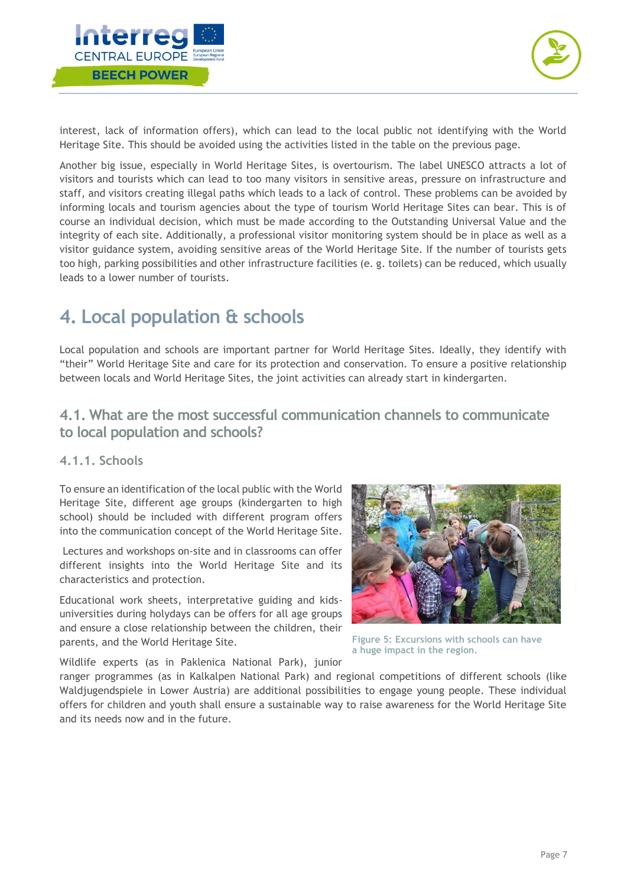interest, lack of information offers), which can lead to the local public not identifying with the World Heritage Site. This should be avoided using the activities listed in the table on the previous page.

Another big issue, especially in World Heritage Sites, is overtourism. The label UNESCO attracts a lot of visitors and tourists which can lead to too many visitors in sensitive areas, pressure on infrastructure and staff, and visitors creating illegal paths which leads to a lack of control. These problems can be avoided by informing locals and tourism agencies about the type of tourism World Heritage Sites can bear. This is of course an individual decision, which must be made according to the Outstanding Universal Value and the integrity of each site. Additionally, a professional visitor monitoring system should be in place as well as a visitor guidance system, avoiding sensitive areas of the World Heritage Site. If the number of tourists gets too high, parking possibilities and other infrastructure facilities (e. g. toilets) can be reduced, which usually leads to a lower number of tourists.

# 4. Local population & schools

Local population and schools are important partner for World Heritage Sites. Ideally, they identify with "their" World Heritage Site and care for its protection and conservation. To ensure a positive relationship between locals and World Heritage Sites, the joint activities can already start in kindergarten.

## 4.1. What are the most successful communication channels to communicate to local population and schools?

### 4.1.1. Schools

To ensure an identification of the local public with the World Heritage Site, different age groups (kindergarten to high school) should be included with different program offers into the communication concept of the World Heritage Site.

Lectures and workshops on-site and in classrooms can offer different insights into the World Heritage Site and its characteristics and protection.

Educational work sheets, interpretative guiding and kids-universities during holydays can be offers for all age groups and ensure a close relationship between the children, their parents, and the World Heritage Site.

Figure 5: Excursions with schools can have a huge impact in the region.

Wildlife experts (as in Paklenica National Park), junior ranger programmes (as in Kalkalpen National Park) and regional competitions of different schools (like Waldjugendspiele in Lower Austria) are additional possibilities to engage young people. These individual offers for children and youth shall ensure a sustainable way to raise awareness for the World Heritage Site and its needs now and in the future.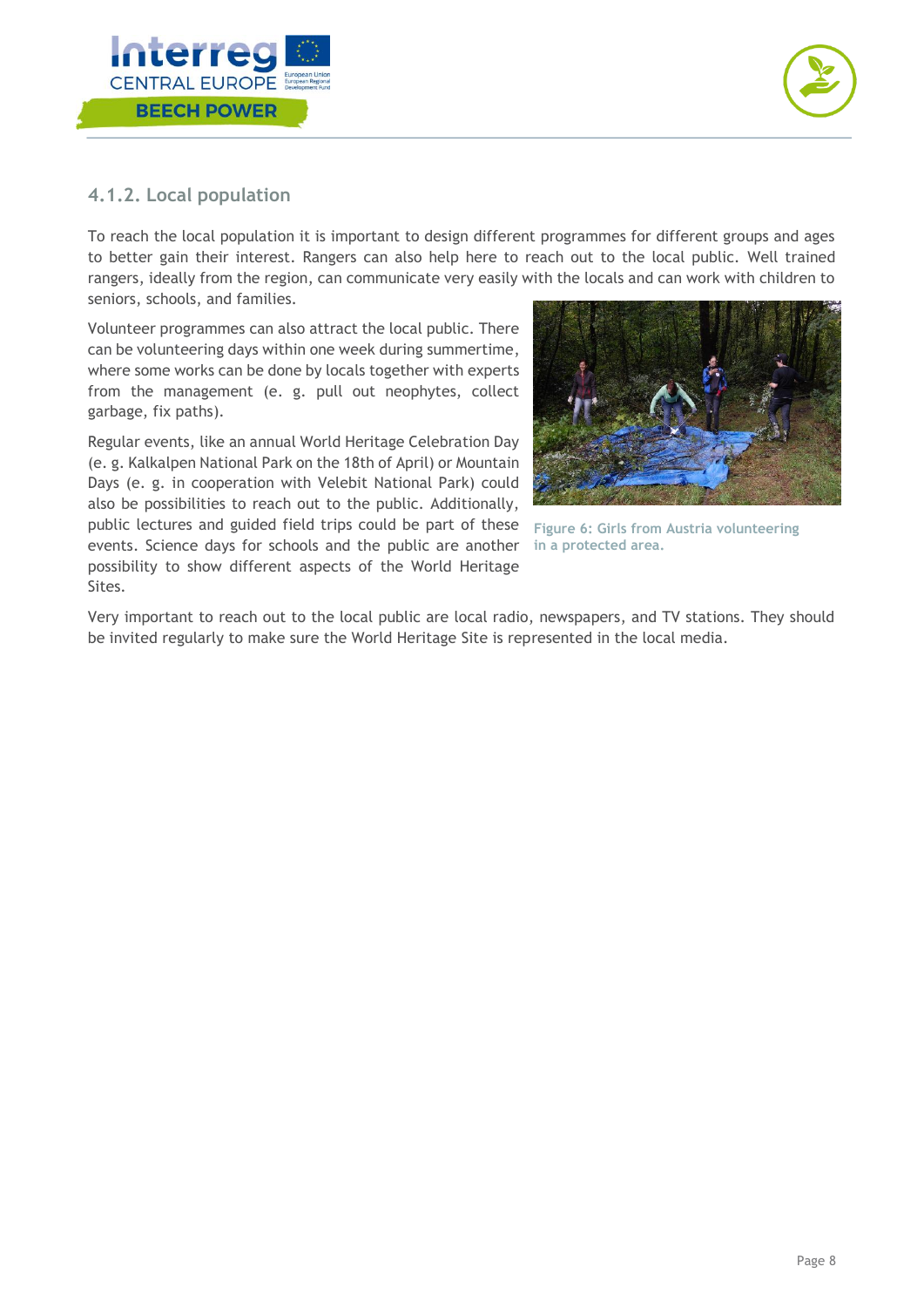### 4.1.2. Local population

To reach the local population it is important to design different programmes for different groups and ages to better gain their interest. Rangers can also help here to reach out to the local public. Well trained rangers, ideally from the region, can communicate very easily with the locals and can work with children to seniors, schools, and families.

Volunteer programmes can also attract the local public. There can be volunteering days within one week during summertime, where some works can be done by locals together with experts from the management (e. g. pull out neophytes, collect garbage, fix paths).

Figure 6: Girls from Austria volunteering in a protected area.

Regular events, like an annual World Heritage Celebration Day (e. g. Kalkalpen National Park on the 18th of April) or Mountain Days (e. g. in cooperation with Velebit National Park) could also be possibilities to reach out to the public. Additionally, public lectures and guided field trips could be part of these events. Science days for schools and the public are another possibility to show different aspects of the World Heritage Sites.

Very important to reach out to the local public are local radio, newspapers, and TV stations. They should be invited regularly to make sure the World Heritage Site is represented in the local media.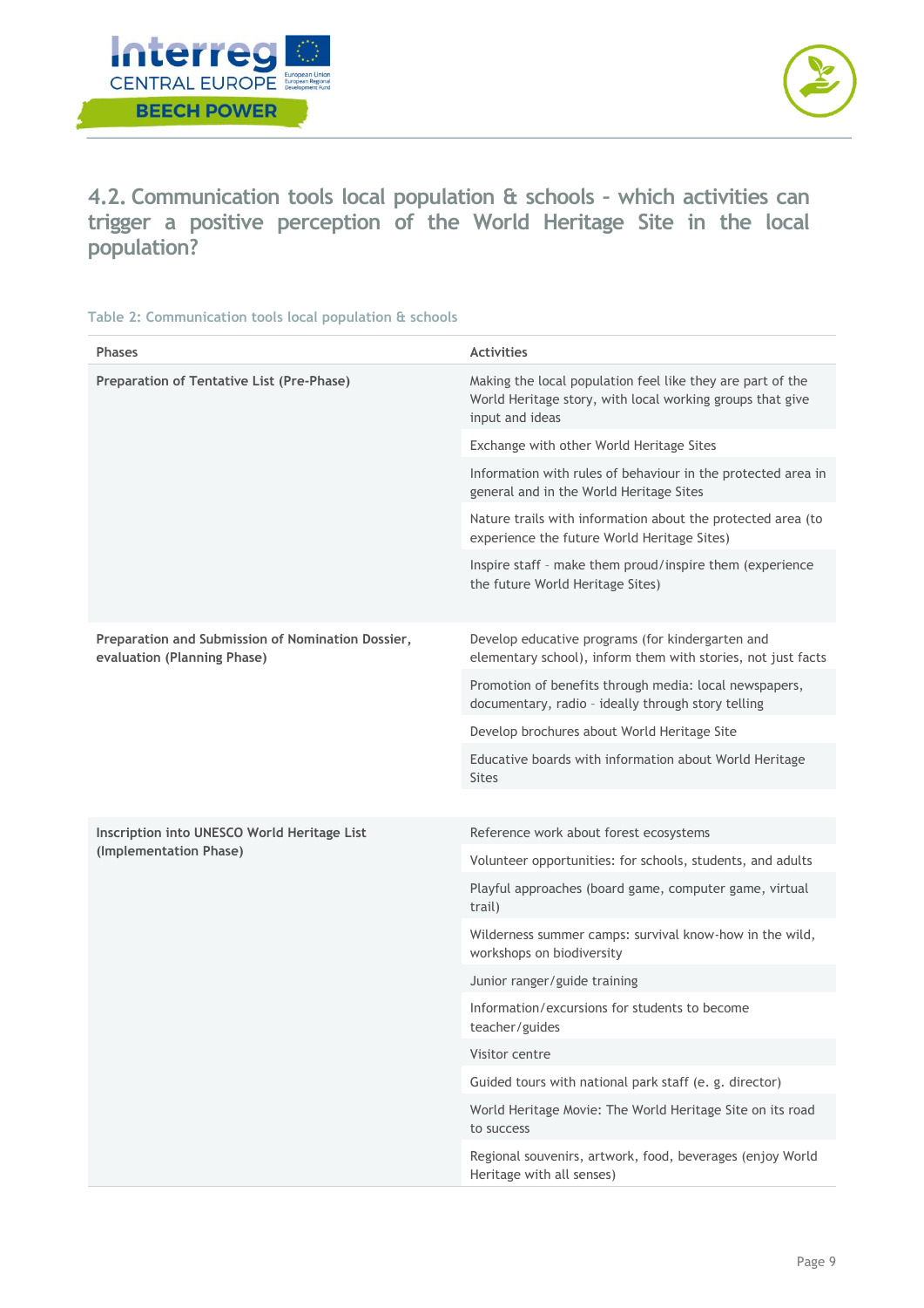## 4.2. Communication tools local population & schools – which activities can trigger a positive perception of the World Heritage Site in the local population?

Table 2: Communication tools local population & schools

| Phases | Activities |
|---|---|
| Preparation of Tentative List (Pre-Phase) | Making the local population feel like they are part of the World Heritage story, with local working groups that give input and ideas |
| | Exchange with other World Heritage Sites |
| | Information with rules of behaviour in the protected area in general and in the World Heritage Sites |
| | Nature trails with information about the protected area (to experience the future World Heritage Sites) |
| | Inspire staff – make them proud/inspire them (experience the future World Heritage Sites) |
| Preparation and Submission of Nomination Dossier, evaluation (Planning Phase) | Develop educative programs (for kindergarten and elementary school), inform them with stories, not just facts |
| | Promotion of benefits through media: local newspapers, documentary, radio – ideally through story telling |
| | Develop brochures about World Heritage Site |
| | Educative boards with information about World Heritage Sites |
| Inscription into UNESCO World Heritage List (Implementation Phase) | Reference work about forest ecosystems |
| | Volunteer opportunities: for schools, students, and adults |
| | Playful approaches (board game, computer game, virtual trail) |
| | Wilderness summer camps: survival know-how in the wild, workshops on biodiversity |
| | Junior ranger/guide training |
| | Information/excursions for students to become teacher/guides |
| | Visitor centre |
| | Guided tours with national park staff (e. g. director) |
| | World Heritage Movie: The World Heritage Site on its road to success |
| | Regional souvenirs, artwork, food, beverages (enjoy World Heritage with all senses) |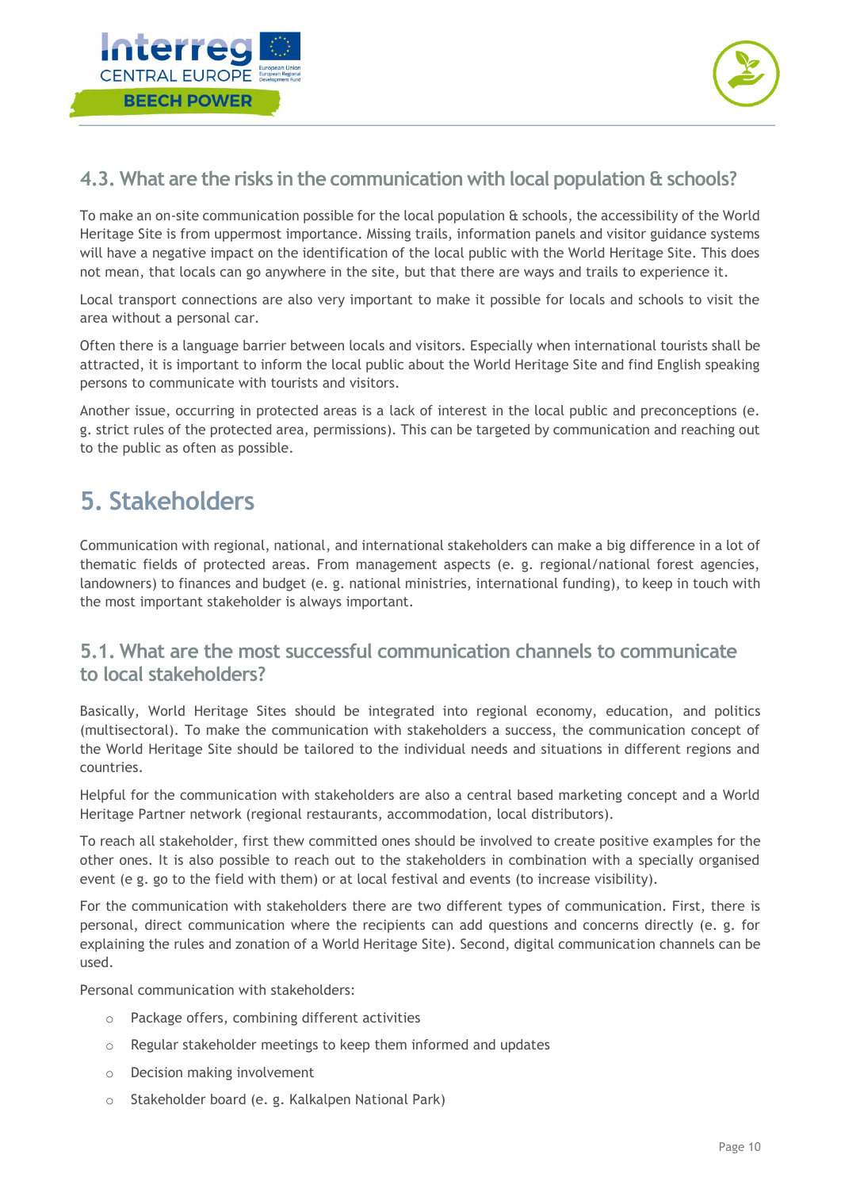## 4.3. What are the risks in the communication with local population & schools?

To make an on-site communication possible for the local population & schools, the accessibility of the World Heritage Site is from uppermost importance. Missing trails, information panels and visitor guidance systems will have a negative impact on the identification of the local public with the World Heritage Site. This does not mean, that locals can go anywhere in the site, but that there are ways and trails to experience it.

Local transport connections are also very important to make it possible for locals and schools to visit the area without a personal car.

Often there is a language barrier between locals and visitors. Especially when international tourists shall be attracted, it is important to inform the local public about the World Heritage Site and find English speaking persons to communicate with tourists and visitors.

Another issue, occurring in protected areas is a lack of interest in the local public and preconceptions (e. g. strict rules of the protected area, permissions). This can be targeted by communication and reaching out to the public as often as possible.

# 5. Stakeholders

Communication with regional, national, and international stakeholders can make a big difference in a lot of thematic fields of protected areas. From management aspects (e. g. regional/national forest agencies, landowners) to finances and budget (e. g. national ministries, international funding), to keep in touch with the most important stakeholder is always important.

## 5.1. What are the most successful communication channels to communicate to local stakeholders?

Basically, World Heritage Sites should be integrated into regional economy, education, and politics (multisectoral). To make the communication with stakeholders a success, the communication concept of the World Heritage Site should be tailored to the individual needs and situations in different regions and countries.

Helpful for the communication with stakeholders are also a central based marketing concept and a World Heritage Partner network (regional restaurants, accommodation, local distributors).

To reach all stakeholder, first thew committed ones should be involved to create positive examples for the other ones. It is also possible to reach out to the stakeholders in combination with a specially organised event (e g. go to the field with them) or at local festival and events (to increase visibility).

For the communication with stakeholders there are two different types of communication. First, there is personal, direct communication where the recipients can add questions and concerns directly (e. g. for explaining the rules and zonation of a World Heritage Site). Second, digital communication channels can be used.

Personal communication with stakeholders:

- Package offers, combining different activities
- Regular stakeholder meetings to keep them informed and updates
- Decision making involvement
- Stakeholder board (e. g. Kalkalpen National Park)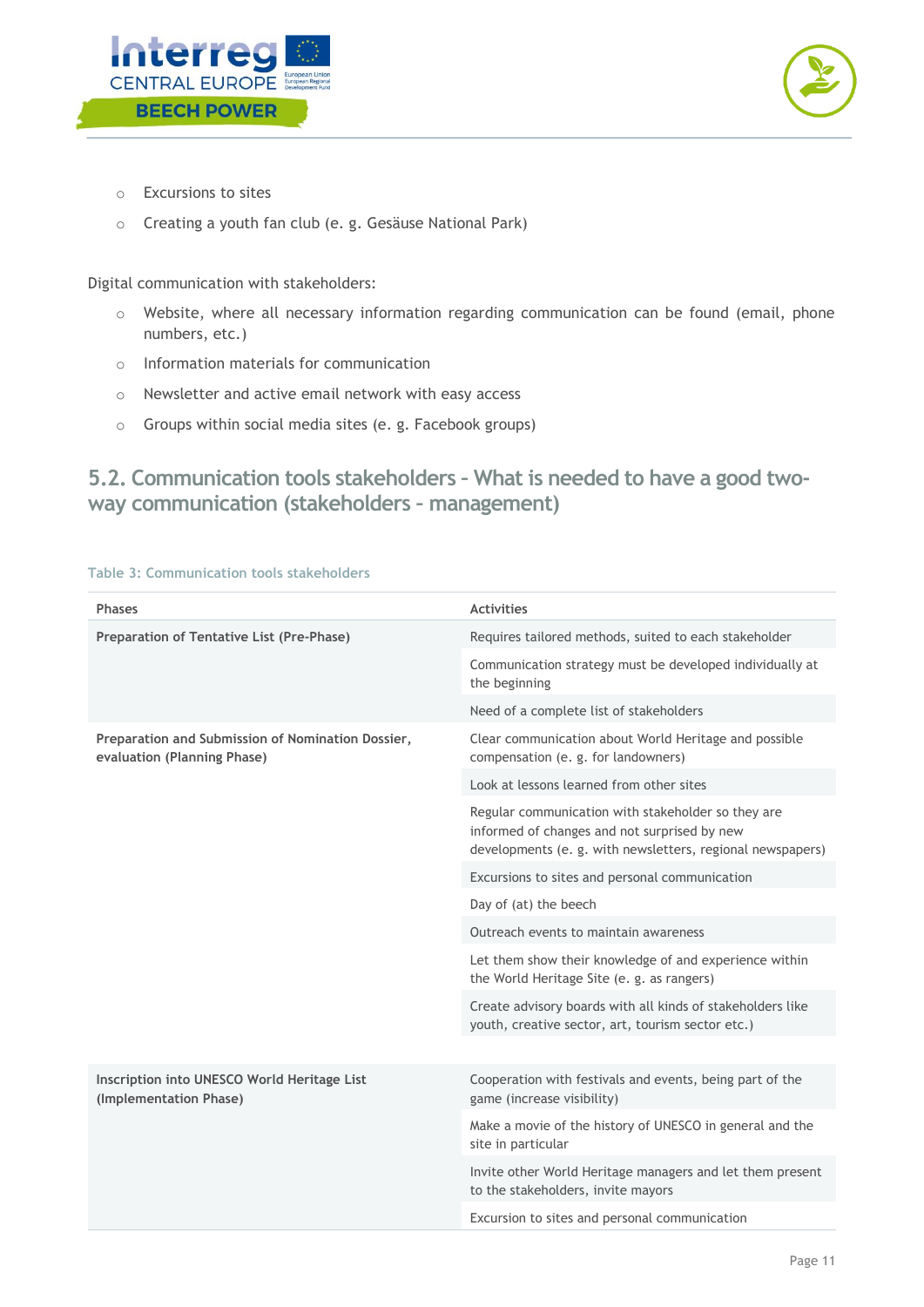- Excursions to sites
- Creating a youth fan club (e. g. Gesäuse National Park)

Digital communication with stakeholders:

- Website, where all necessary information regarding communication can be found (email, phone numbers, etc.)
- Information materials for communication
- Newsletter and active email network with easy access
- Groups within social media sites (e. g. Facebook groups)

## 5.2. Communication tools stakeholders - What is needed to have a good two-way communication (stakeholders - management)

Table 3: Communication tools stakeholders

| Phases | Activities |
|---|---|
| **Preparation of Tentative List (Pre-Phase)** | Requires tailored methods, suited to each stakeholder |
| | Communication strategy must be developed individually at the beginning |
| | Need of a complete list of stakeholders |
| **Preparation and Submission of Nomination Dossier, evaluation (Planning Phase)** | Clear communication about World Heritage and possible compensation (e. g. for landowners) |
| | Look at lessons learned from other sites |
| | Regular communication with stakeholder so they are informed of changes and not surprised by new developments (e. g. with newsletters, regional newspapers) |
| | Excursions to sites and personal communication |
| | Day of (at) the beech |
| | Outreach events to maintain awareness |
| | Let them show their knowledge of and experience within the World Heritage Site (e. g. as rangers) |
| | Create advisory boards with all kinds of stakeholders like youth, creative sector, art, tourism sector etc.) |
| **Inscription into UNESCO World Heritage List (Implementation Phase)** | Cooperation with festivals and events, being part of the game (increase visibility) |
| | Make a movie of the history of UNESCO in general and the site in particular |
| | Invite other World Heritage managers and let them present to the stakeholders, invite mayors |
| | Excursion to sites and personal communication |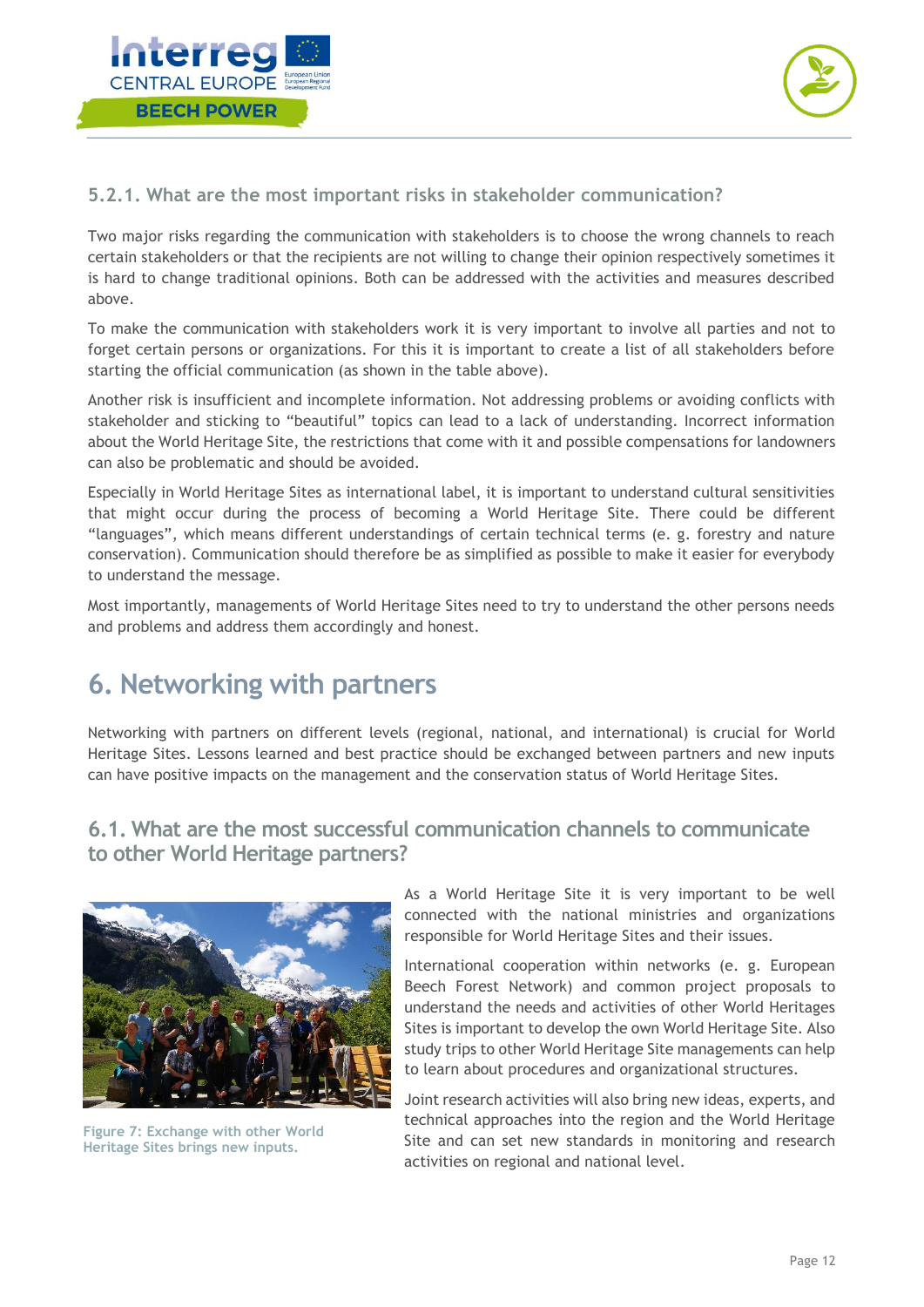### 5.2.1. What are the most important risks in stakeholder communication?

Two major risks regarding the communication with stakeholders is to choose the wrong channels to reach certain stakeholders or that the recipients are not willing to change their opinion respectively sometimes it is hard to change traditional opinions. Both can be addressed with the activities and measures described above.

To make the communication with stakeholders work it is very important to involve all parties and not to forget certain persons or organizations. For this it is important to create a list of all stakeholders before starting the official communication (as shown in the table above).

Another risk is insufficient and incomplete information. Not addressing problems or avoiding conflicts with stakeholder and sticking to "beautiful" topics can lead to a lack of understanding. Incorrect information about the World Heritage Site, the restrictions that come with it and possible compensations for landowners can also be problematic and should be avoided.

Especially in World Heritage Sites as international label, it is important to understand cultural sensitivities that might occur during the process of becoming a World Heritage Site. There could be different "languages", which means different understandings of certain technical terms (e. g. forestry and nature conservation). Communication should therefore be as simplified as possible to make it easier for everybody to understand the message.

Most importantly, managements of World Heritage Sites need to try to understand the other persons needs and problems and address them accordingly and honest.

# 6. Networking with partners

Networking with partners on different levels (regional, national, and international) is crucial for World Heritage Sites. Lessons learned and best practice should be exchanged between partners and new inputs can have positive impacts on the management and the conservation status of World Heritage Sites.

## 6.1. What are the most successful communication channels to communicate to other World Heritage partners?

Figure 7: Exchange with other World Heritage Sites brings new inputs.

As a World Heritage Site it is very important to be well connected with the national ministries and organizations responsible for World Heritage Sites and their issues.

International cooperation within networks (e. g. European Beech Forest Network) and common project proposals to understand the needs and activities of other World Heritages Sites is important to develop the own World Heritage Site. Also study trips to other World Heritage Site managements can help to learn about procedures and organizational structures.

Joint research activities will also bring new ideas, experts, and technical approaches into the region and the World Heritage Site and can set new standards in monitoring and research activities on regional and national level.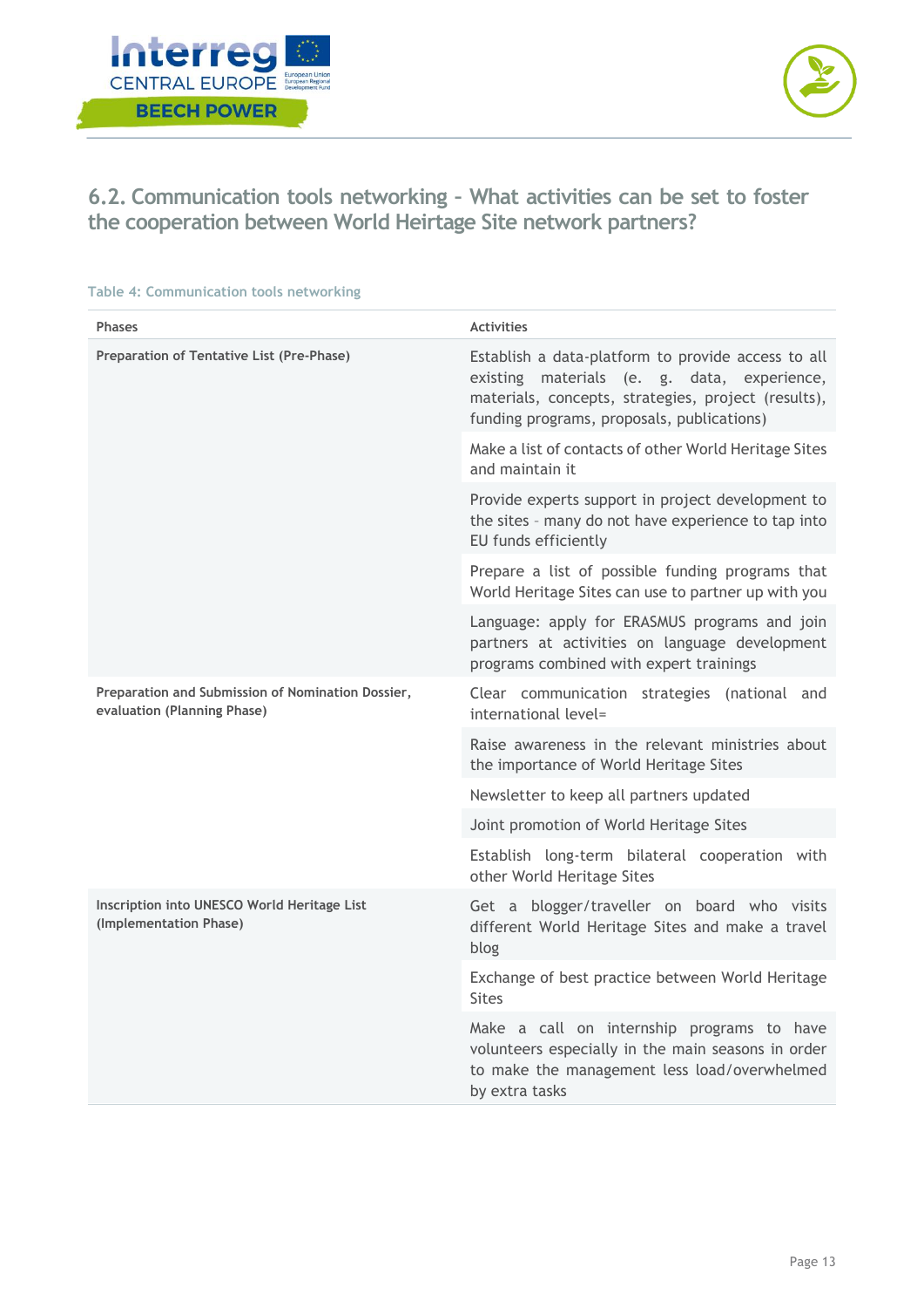## 6.2. Communication tools networking – What activities can be set to foster the cooperation between World Heirtage Site network partners?

Table 4: Communication tools networking

| Phases | Activities |
|---|---|
| Preparation of Tentative List (Pre-Phase) | Establish a data-platform to provide access to all existing materials (e. g. data, experience, materials, concepts, strategies, project (results), funding programs, proposals, publications) |
| | Make a list of contacts of other World Heritage Sites and maintain it |
| | Provide experts support in project development to the sites – many do not have experience to tap into EU funds efficiently |
| | Prepare a list of possible funding programs that World Heritage Sites can use to partner up with you |
| | Language: apply for ERASMUS programs and join partners at activities on language development programs combined with expert trainings |
| Preparation and Submission of Nomination Dossier, evaluation (Planning Phase) | Clear communication strategies (national and international level= |
| | Raise awareness in the relevant ministries about the importance of World Heritage Sites |
| | Newsletter to keep all partners updated |
| | Joint promotion of World Heritage Sites |
| | Establish long-term bilateral cooperation with other World Heritage Sites |
| Inscription into UNESCO World Heritage List (Implementation Phase) | Get a blogger/traveller on board who visits different World Heritage Sites and make a travel blog |
| | Exchange of best practice between World Heritage Sites |
| | Make a call on internship programs to have volunteers especially in the main seasons in order to make the management less load/overwhelmed by extra tasks |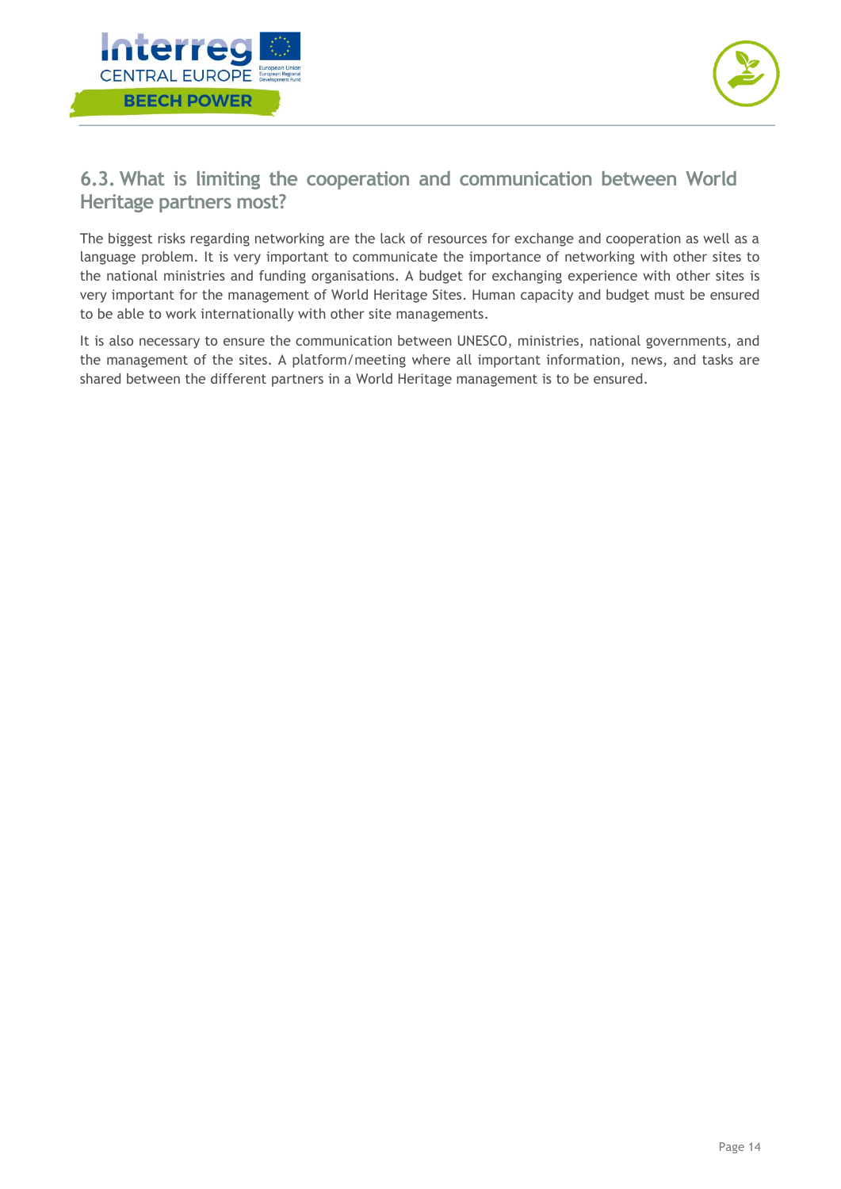## 6.3. What is limiting the cooperation and communication between World Heritage partners most?

The biggest risks regarding networking are the lack of resources for exchange and cooperation as well as a language problem. It is very important to communicate the importance of networking with other sites to the national ministries and funding organisations. A budget for exchanging experience with other sites is very important for the management of World Heritage Sites. Human capacity and budget must be ensured to be able to work internationally with other site managements.

It is also necessary to ensure the communication between UNESCO, ministries, national governments, and the management of the sites. A platform/meeting where all important information, news, and tasks are shared between the different partners in a World Heritage management is to be ensured.